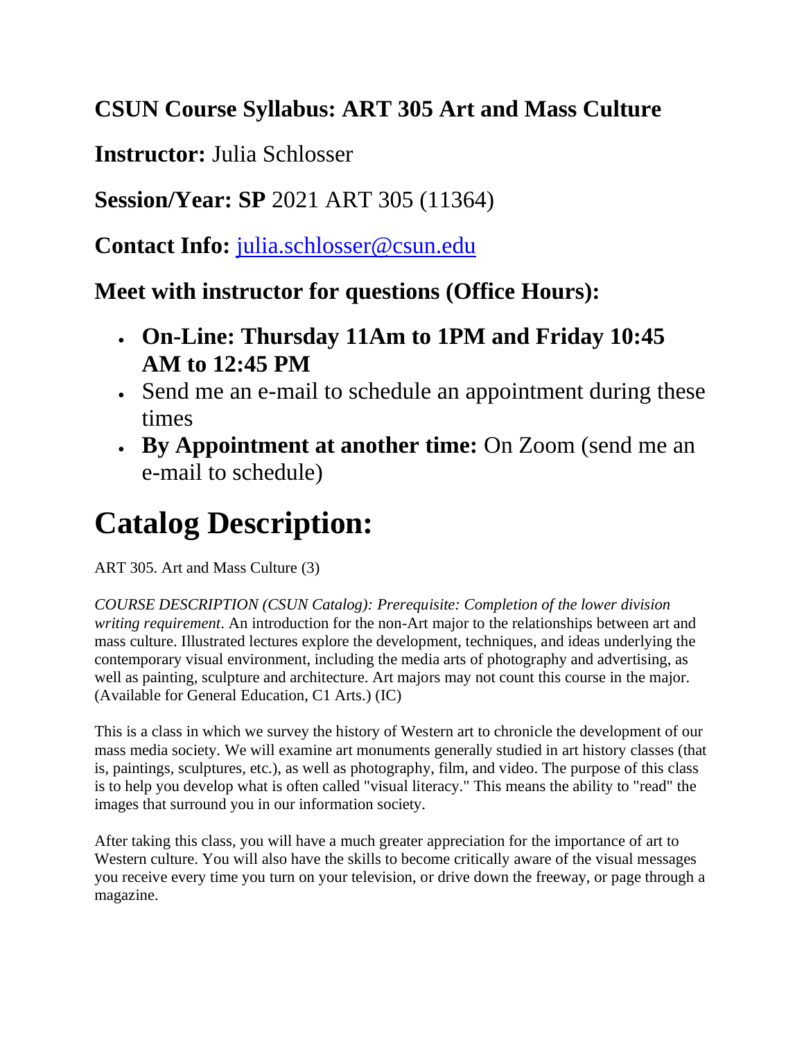## CSUN Course Syllabus: ART 305 Art and Mass Culture

## **Instructor:** Julia Schlosser

## **Session/Year: SP** 2021 ART 305 (11364)

## **Contact Info:** julia.schlosser@csun.edu

## Meet with instructor for questions (Office Hours):

- **On-Line: Thursday 11Am to 1PM and Friday 10:45 AM to 12:45 PM**
- Send me an e-mail to schedule an appointment during these times
- **By Appointment at another time:** On Zoom (send me an e-mail to schedule)

# Catalog Description:

ART 305. Art and Mass Culture (3)

*COURSE DESCRIPTION (CSUN Catalog): Prerequisite: Completion of the lower division writing requirement*. An introduction for the non-Art major to the relationships between art and mass culture. Illustrated lectures explore the development, techniques, and ideas underlying the contemporary visual environment, including the media arts of photography and advertising, as well as painting, sculpture and architecture. Art majors may not count this course in the major. (Available for General Education, C1 Arts.) (IC)

This is a class in which we survey the history of Western art to chronicle the development of our mass media society. We will examine art monuments generally studied in art history classes (that is, paintings, sculptures, etc.), as well as photography, film, and video. The purpose of this class is to help you develop what is often called "visual literacy." This means the ability to "read" the images that surround you in our information society.

After taking this class, you will have a much greater appreciation for the importance of art to Western culture. You will also have the skills to become critically aware of the visual messages you receive every time you turn on your television, or drive down the freeway, or page through a magazine.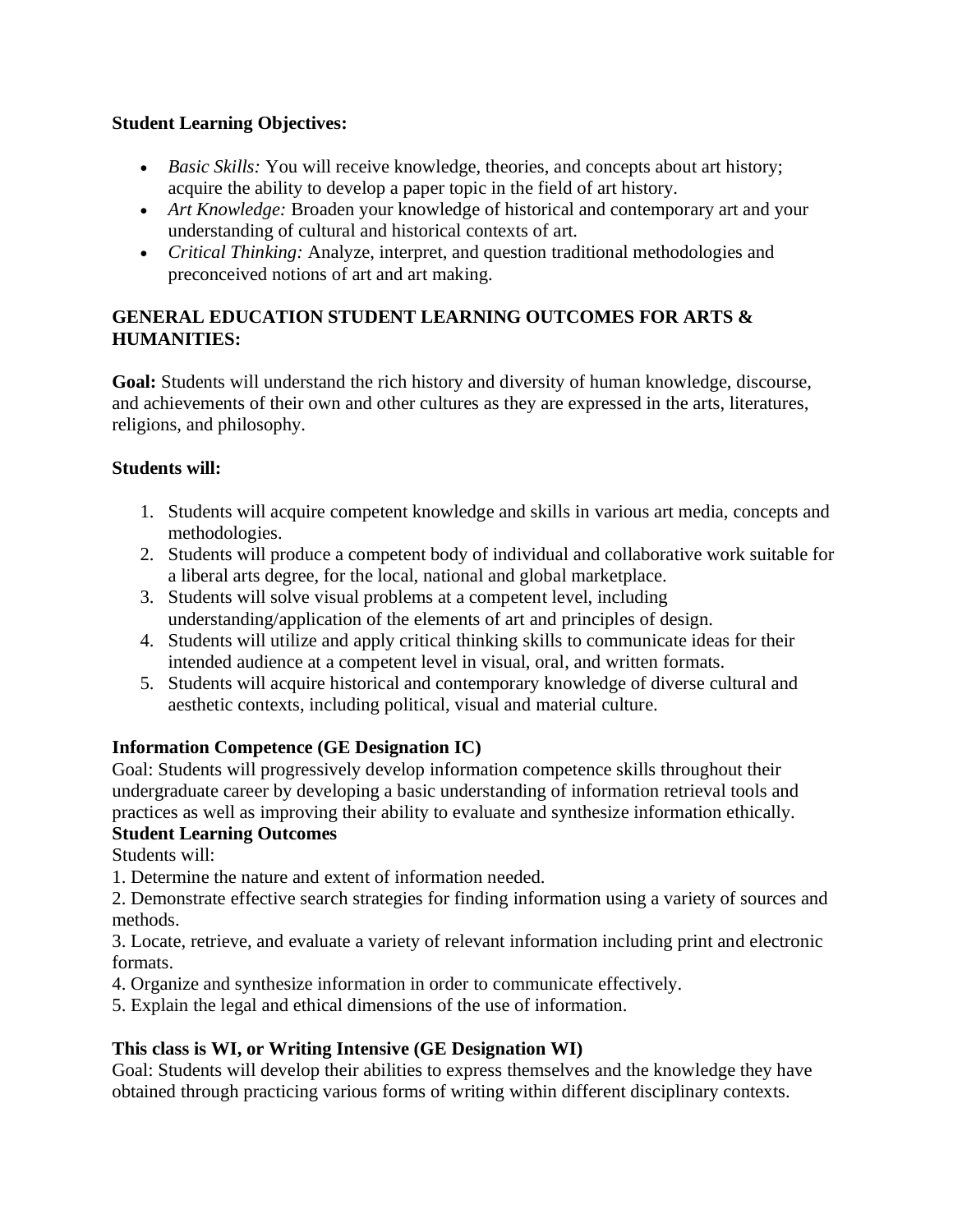**Student Learning Objectives:**

- *Basic Skills:* You will receive knowledge, theories, and concepts about art history; acquire the ability to develop a paper topic in the field of art history.
- *Art Knowledge:* Broaden your knowledge of historical and contemporary art and your understanding of cultural and historical contexts of art.
- *Critical Thinking:* Analyze, interpret, and question traditional methodologies and preconceived notions of art and art making.

**GENERAL EDUCATION STUDENT LEARNING OUTCOMES FOR ARTS & HUMANITIES:**

**Goal:** Students will understand the rich history and diversity of human knowledge, discourse, and achievements of their own and other cultures as they are expressed in the arts, literatures, religions, and philosophy.

**Students will:**

1. Students will acquire competent knowledge and skills in various art media, concepts and methodologies.
2. Students will produce a competent body of individual and collaborative work suitable for a liberal arts degree, for the local, national and global marketplace.
3. Students will solve visual problems at a competent level, including understanding/application of the elements of art and principles of design.
4. Students will utilize and apply critical thinking skills to communicate ideas for their intended audience at a competent level in visual, oral, and written formats.
5. Students will acquire historical and contemporary knowledge of diverse cultural and aesthetic contexts, including political, visual and material culture.

**Information Competence (GE Designation IC)**

Goal: Students will progressively develop information competence skills throughout their undergraduate career by developing a basic understanding of information retrieval tools and practices as well as improving their ability to evaluate and synthesize information ethically.

**Student Learning Outcomes**

Students will:

1. Determine the nature and extent of information needed.
2. Demonstrate effective search strategies for finding information using a variety of sources and methods.
3. Locate, retrieve, and evaluate a variety of relevant information including print and electronic formats.
4. Organize and synthesize information in order to communicate effectively.
5. Explain the legal and ethical dimensions of the use of information.

**This class is WI, or Writing Intensive (GE Designation WI)**

Goal: Students will develop their abilities to express themselves and the knowledge they have obtained through practicing various forms of writing within different disciplinary contexts.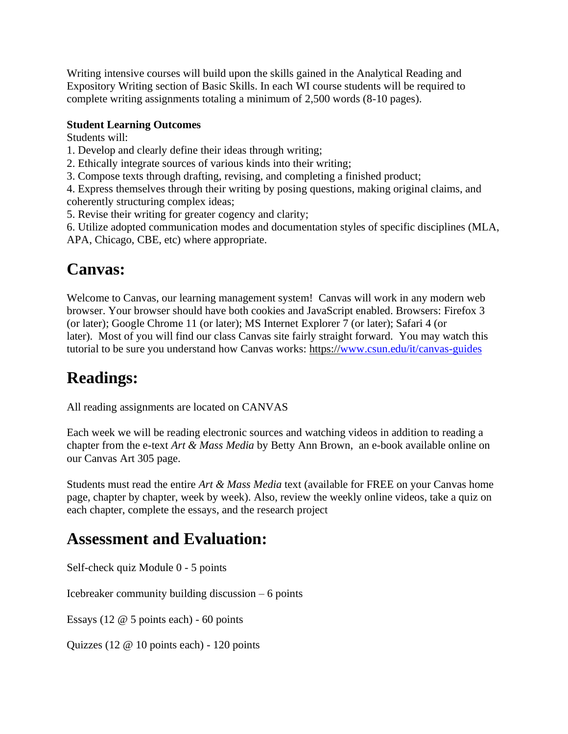Writing intensive courses will build upon the skills gained in the Analytical Reading and Expository Writing section of Basic Skills. In each WI course students will be required to complete writing assignments totaling a minimum of 2,500 words (8-10 pages).

**Student Learning Outcomes**

Students will:

1. Develop and clearly define their ideas through writing;
2. Ethically integrate sources of various kinds into their writing;
3. Compose texts through drafting, revising, and completing a finished product;
4. Express themselves through their writing by posing questions, making original claims, and coherently structuring complex ideas;
5. Revise their writing for greater cogency and clarity;
6. Utilize adopted communication modes and documentation styles of specific disciplines (MLA, APA, Chicago, CBE, etc) where appropriate.

# Canvas:

Welcome to Canvas, our learning management system! Canvas will work in any modern web browser. Your browser should have both cookies and JavaScript enabled. Browsers: Firefox 3 (or later); Google Chrome 11 (or later); MS Internet Explorer 7 (or later); Safari 4 (or later). Most of you will find our class Canvas site fairly straight forward. You may watch this tutorial to be sure you understand how Canvas works: https://www.csun.edu/it/canvas-guides

# Readings:

All reading assignments are located on CANVAS

Each week we will be reading electronic sources and watching videos in addition to reading a chapter from the e-text *Art & Mass Media* by Betty Ann Brown, an e-book available online on our Canvas Art 305 page.

Students must read the entire *Art & Mass Media* text (available for FREE on your Canvas home page, chapter by chapter, week by week). Also, review the weekly online videos, take a quiz on each chapter, complete the essays, and the research project

# Assessment and Evaluation:

Self-check quiz Module 0 - 5 points

Icebreaker community building discussion – 6 points

Essays (12 @ 5 points each) - 60 points

Quizzes (12 @ 10 points each) - 120 points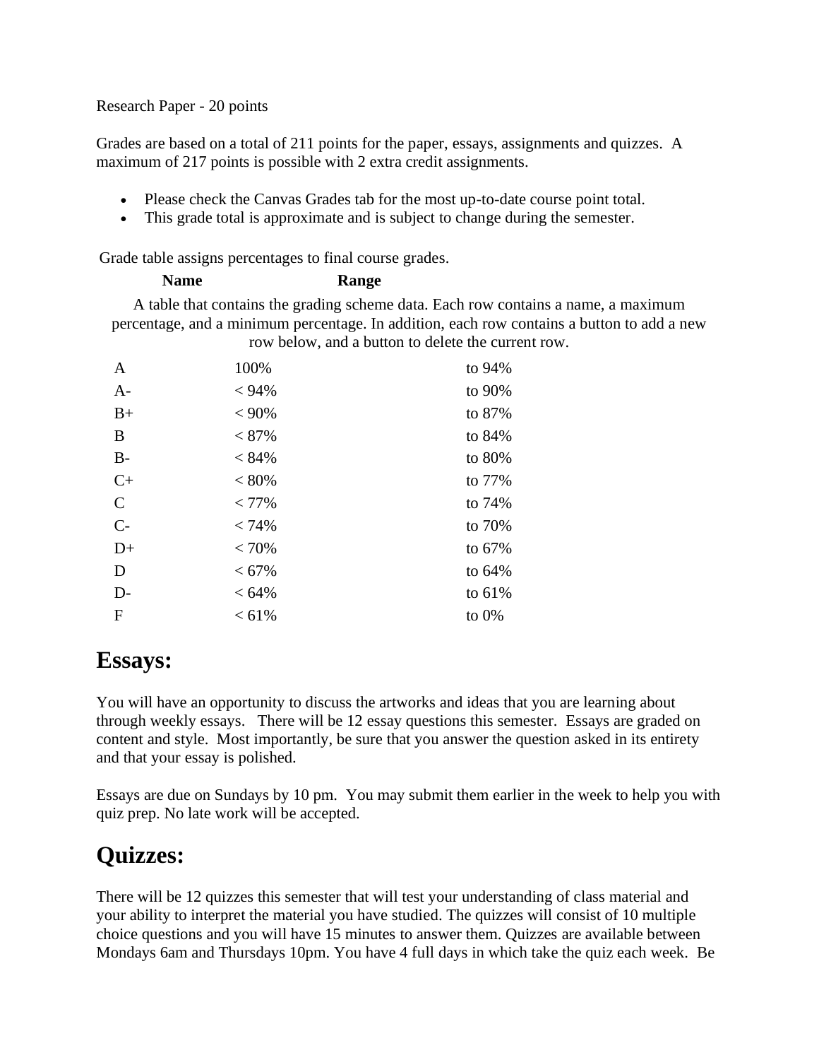Research Paper - 20 points

Grades are based on a total of 211 points for the paper, essays, assignments and quizzes. A maximum of 217 points is possible with 2 extra credit assignments.

- Please check the Canvas Grades tab for the most up-to-date course point total.
- This grade total is approximate and is subject to change during the semester.

Grade table assigns percentages to final course grades.

A table that contains the grading scheme data. Each row contains a name, a maximum percentage, and a minimum percentage. In addition, each row contains a button to add a new row below, and a button to delete the current row.

| Name | Range | |
|---|---|---|
| A | 100% | to 94% |
| A- | < 94% | to 90% |
| B+ | < 90% | to 87% |
| B | < 87% | to 84% |
| B- | < 84% | to 80% |
| C+ | < 80% | to 77% |
| C | < 77% | to 74% |
| C- | < 74% | to 70% |
| D+ | < 70% | to 67% |
| D | < 67% | to 64% |
| D- | < 64% | to 61% |
| F | < 61% | to 0% |

## Essays:

You will have an opportunity to discuss the artworks and ideas that you are learning about through weekly essays. There will be 12 essay questions this semester. Essays are graded on content and style. Most importantly, be sure that you answer the question asked in its entirety and that your essay is polished.

Essays are due on Sundays by 10 pm. You may submit them earlier in the week to help you with quiz prep. No late work will be accepted.

## Quizzes:

There will be 12 quizzes this semester that will test your understanding of class material and your ability to interpret the material you have studied. The quizzes will consist of 10 multiple choice questions and you will have 15 minutes to answer them. Quizzes are available between Mondays 6am and Thursdays 10pm. You have 4 full days in which take the quiz each week. Be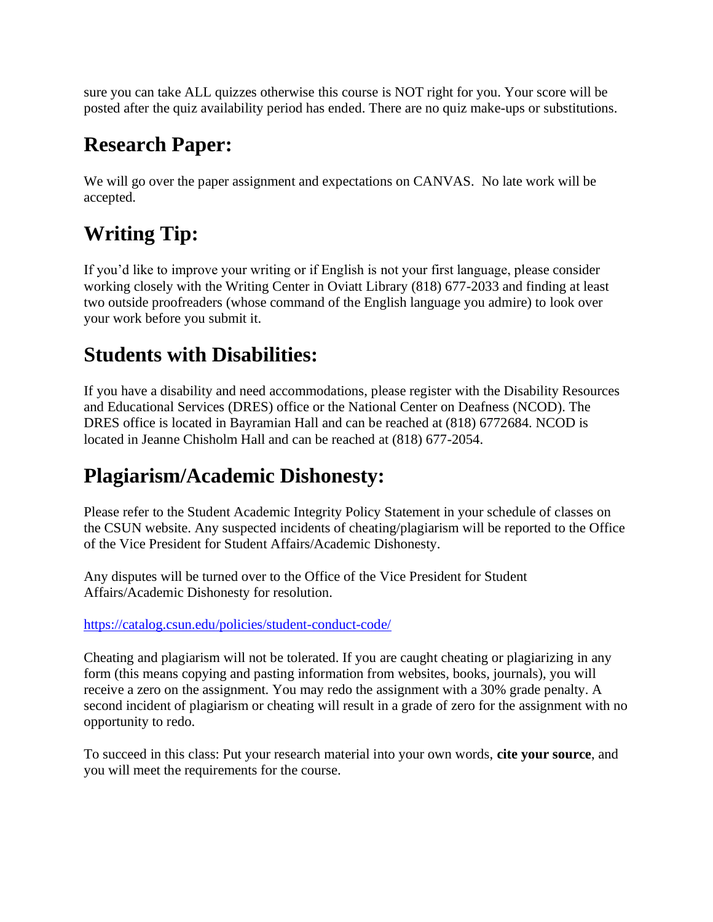sure you can take ALL quizzes otherwise this course is NOT right for you. Your score will be posted after the quiz availability period has ended. There are no quiz make-ups or substitutions.

## Research Paper:

We will go over the paper assignment and expectations on CANVAS. No late work will be accepted.

## Writing Tip:

If you'd like to improve your writing or if English is not your first language, please consider working closely with the Writing Center in Oviatt Library (818) 677-2033 and finding at least two outside proofreaders (whose command of the English language you admire) to look over your work before you submit it.

## Students with Disabilities:

If you have a disability and need accommodations, please register with the Disability Resources and Educational Services (DRES) office or the National Center on Deafness (NCOD). The DRES office is located in Bayramian Hall and can be reached at (818) 6772684. NCOD is located in Jeanne Chisholm Hall and can be reached at (818) 677-2054.

## Plagiarism/Academic Dishonesty:

Please refer to the Student Academic Integrity Policy Statement in your schedule of classes on the CSUN website. Any suspected incidents of cheating/plagiarism will be reported to the Office of the Vice President for Student Affairs/Academic Dishonesty.

Any disputes will be turned over to the Office of the Vice President for Student Affairs/Academic Dishonesty for resolution.

https://catalog.csun.edu/policies/student-conduct-code/

Cheating and plagiarism will not be tolerated. If you are caught cheating or plagiarizing in any form (this means copying and pasting information from websites, books, journals), you will receive a zero on the assignment. You may redo the assignment with a 30% grade penalty. A second incident of plagiarism or cheating will result in a grade of zero for the assignment with no opportunity to redo.

To succeed in this class: Put your research material into your own words, **cite your source**, and you will meet the requirements for the course.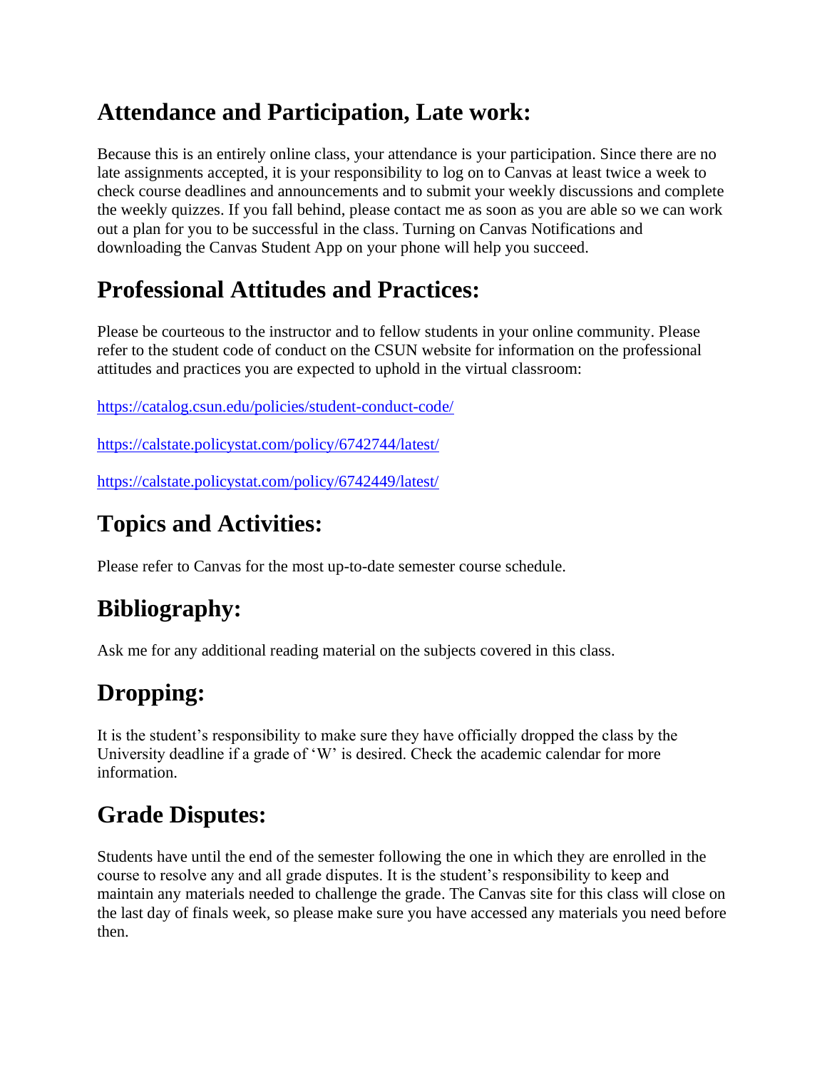## Attendance and Participation, Late work:

Because this is an entirely online class, your attendance is your participation. Since there are no late assignments accepted, it is your responsibility to log on to Canvas at least twice a week to check course deadlines and announcements and to submit your weekly discussions and complete the weekly quizzes. If you fall behind, please contact me as soon as you are able so we can work out a plan for you to be successful in the class. Turning on Canvas Notifications and downloading the Canvas Student App on your phone will help you succeed.

## Professional Attitudes and Practices:

Please be courteous to the instructor and to fellow students in your online community. Please refer to the student code of conduct on the CSUN website for information on the professional attitudes and practices you are expected to uphold in the virtual classroom:

https://catalog.csun.edu/policies/student-conduct-code/

https://calstate.policystat.com/policy/6742744/latest/

https://calstate.policystat.com/policy/6742449/latest/

## Topics and Activities:

Please refer to Canvas for the most up-to-date semester course schedule.

## Bibliography:

Ask me for any additional reading material on the subjects covered in this class.

## Dropping:

It is the student's responsibility to make sure they have officially dropped the class by the University deadline if a grade of 'W' is desired. Check the academic calendar for more information.

## Grade Disputes:

Students have until the end of the semester following the one in which they are enrolled in the course to resolve any and all grade disputes. It is the student's responsibility to keep and maintain any materials needed to challenge the grade. The Canvas site for this class will close on the last day of finals week, so please make sure you have accessed any materials you need before then.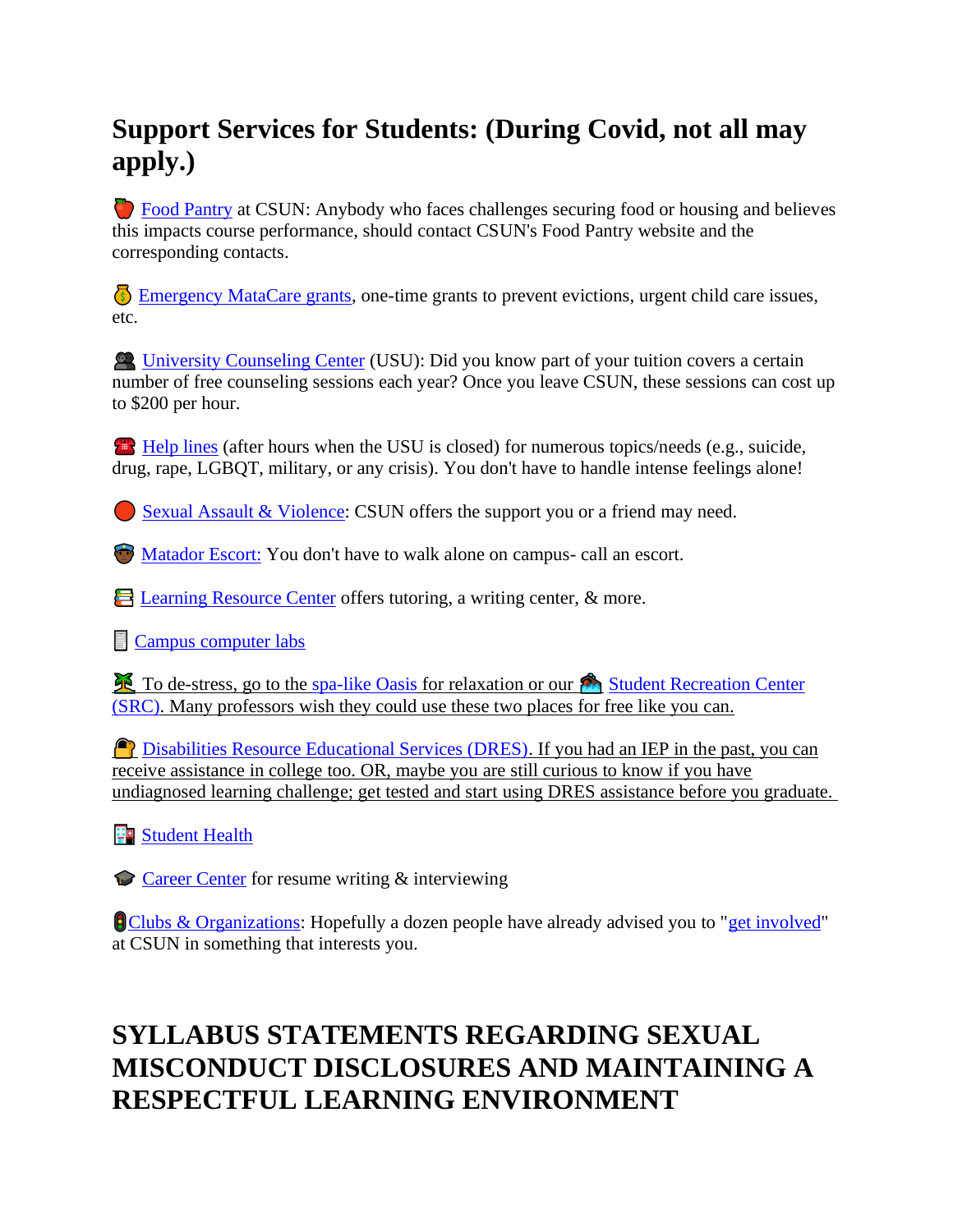## Support Services for Students: (During Covid, not all may apply.)

🍎 Food Pantry at CSUN: Anybody who faces challenges securing food or housing and believes this impacts course performance, should contact CSUN's Food Pantry website and the corresponding contacts.

💰 Emergency MataCare grants, one-time grants to prevent evictions, urgent child care issues, etc.

👥 University Counseling Center (USU): Did you know part of your tuition covers a certain number of free counseling sessions each year? Once you leave CSUN, these sessions can cost up to $200 per hour.

☎️ Help lines (after hours when the USU is closed) for numerous topics/needs (e.g., suicide, drug, rape, LGBQT, military, or any crisis). You don't have to handle intense feelings alone!

🔴 Sexual Assault & Violence: CSUN offers the support you or a friend may need.

👮 Matador Escort: You don't have to walk alone on campus- call an escort.

📚 Learning Resource Center offers tutoring, a writing center, & more.

📄 Campus computer labs

🏝️ To de-stress, go to the spa-like Oasis for relaxation or our 🏊 Student Recreation Center (SRC). Many professors wish they could use these two places for free like you can.

🔐 Disabilities Resource Educational Services (DRES). If you had an IEP in the past, you can receive assistance in college too. OR, maybe you are still curious to know if you have undiagnosed learning challenge; get tested and start using DRES assistance before you graduate.

🏥 Student Health

🎓 Career Center for resume writing & interviewing

🚦Clubs & Organizations: Hopefully a dozen people have already advised you to "get involved" at CSUN in something that interests you.

## SYLLABUS STATEMENTS REGARDING SEXUAL MISCONDUCT DISCLOSURES AND MAINTAINING A RESPECTFUL LEARNING ENVIRONMENT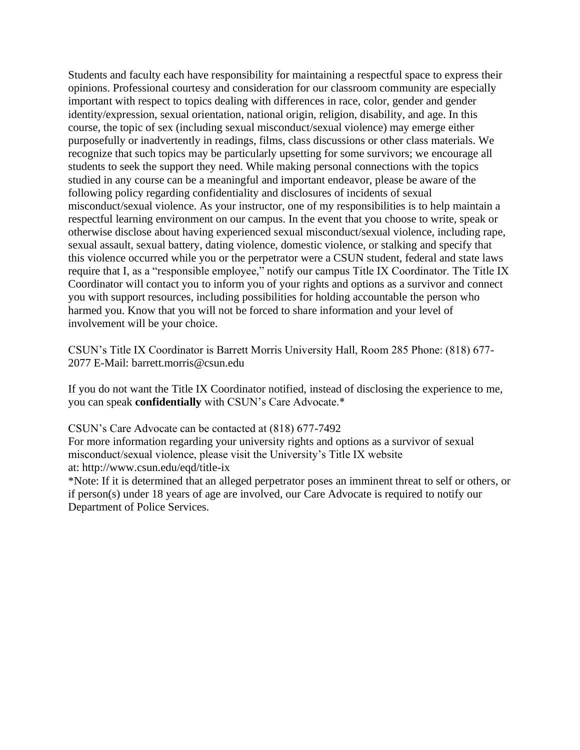Students and faculty each have responsibility for maintaining a respectful space to express their opinions. Professional courtesy and consideration for our classroom community are especially important with respect to topics dealing with differences in race, color, gender and gender identity/expression, sexual orientation, national origin, religion, disability, and age. In this course, the topic of sex (including sexual misconduct/sexual violence) may emerge either purposefully or inadvertently in readings, films, class discussions or other class materials. We recognize that such topics may be particularly upsetting for some survivors; we encourage all students to seek the support they need. While making personal connections with the topics studied in any course can be a meaningful and important endeavor, please be aware of the following policy regarding confidentiality and disclosures of incidents of sexual misconduct/sexual violence. As your instructor, one of my responsibilities is to help maintain a respectful learning environment on our campus. In the event that you choose to write, speak or otherwise disclose about having experienced sexual misconduct/sexual violence, including rape, sexual assault, sexual battery, dating violence, domestic violence, or stalking and specify that this violence occurred while you or the perpetrator were a CSUN student, federal and state laws require that I, as a "responsible employee," notify our campus Title IX Coordinator. The Title IX Coordinator will contact you to inform you of your rights and options as a survivor and connect you with support resources, including possibilities for holding accountable the person who harmed you. Know that you will not be forced to share information and your level of involvement will be your choice.

CSUN's Title IX Coordinator is Barrett Morris University Hall, Room 285 Phone: (818) 677-2077 E-Mail: barrett.morris@csun.edu

If you do not want the Title IX Coordinator notified, instead of disclosing the experience to me, you can speak **confidentially** with CSUN's Care Advocate.*

CSUN's Care Advocate can be contacted at (818) 677-7492
For more information regarding your university rights and options as a survivor of sexual misconduct/sexual violence, please visit the University's Title IX website at: http://www.csun.edu/eqd/title-ix
*Note: If it is determined that an alleged perpetrator poses an imminent threat to self or others, or if person(s) under 18 years of age are involved, our Care Advocate is required to notify our Department of Police Services.